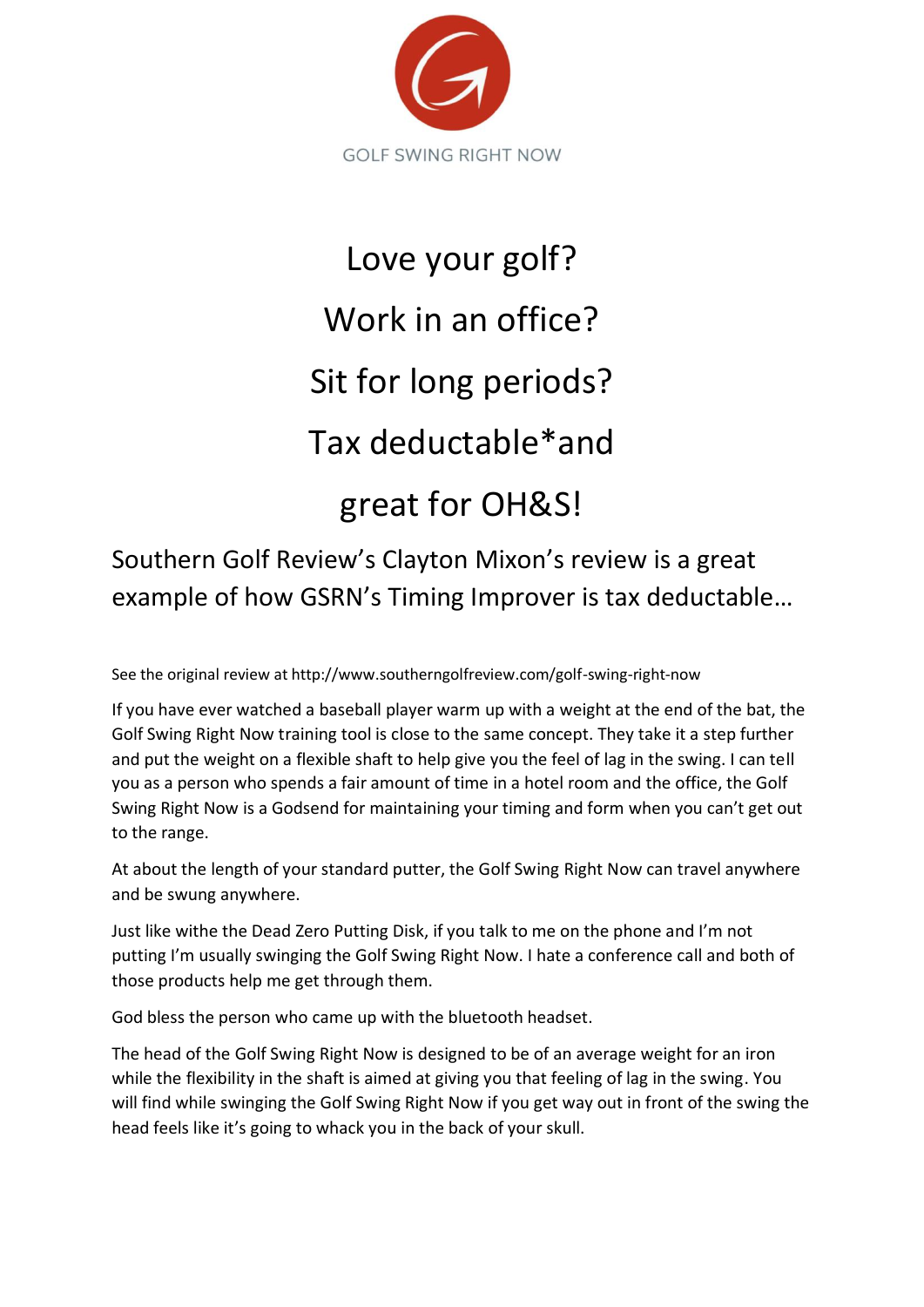GOLF SWING RIGHT NOW

# Love your golf?

# Work in an office?

# Sit for long periods?

# Tax deductable*and

# great for OH&S!

## Southern Golf Review's Clayton Mixon's review is a great example of how GSRN's Timing Improver is tax deductable…

See the original review at http://www.southerngolfreview.com/golf-swing-right-now

If you have ever watched a baseball player warm up with a weight at the end of the bat, the Golf Swing Right Now training tool is close to the same concept. They take it a step further and put the weight on a flexible shaft to help give you the feel of lag in the swing. I can tell you as a person who spends a fair amount of time in a hotel room and the office, the Golf Swing Right Now is a Godsend for maintaining your timing and form when you can't get out to the range.

At about the length of your standard putter, the Golf Swing Right Now can travel anywhere and be swung anywhere.

Just like withe the Dead Zero Putting Disk, if you talk to me on the phone and I'm not putting I'm usually swinging the Golf Swing Right Now. I hate a conference call and both of those products help me get through them.

God bless the person who came up with the bluetooth headset.

The head of the Golf Swing Right Now is designed to be of an average weight for an iron while the flexibility in the shaft is aimed at giving you that feeling of lag in the swing. You will find while swinging the Golf Swing Right Now if you get way out in front of the swing the head feels like it's going to whack you in the back of your skull.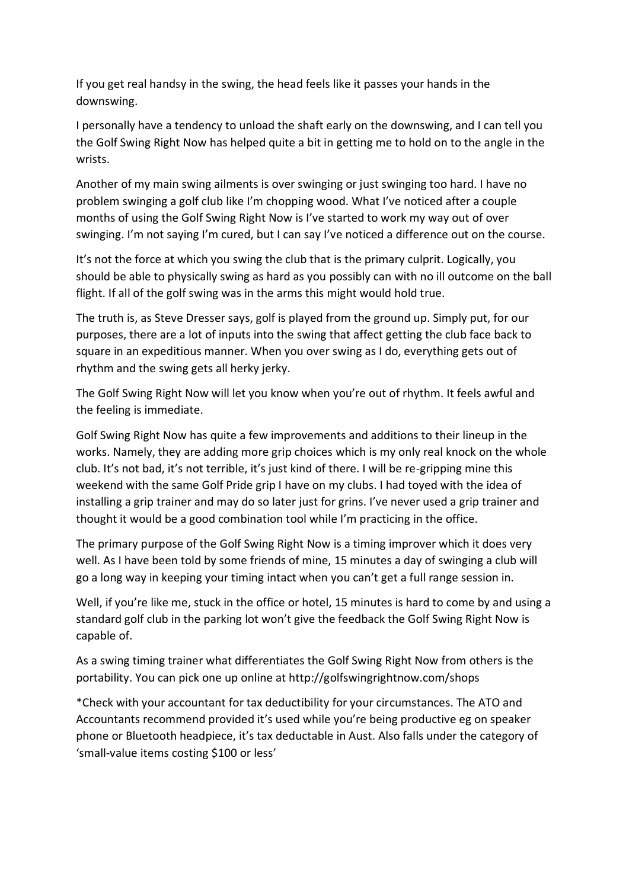If you get real handsy in the swing, the head feels like it passes your hands in the downswing.

I personally have a tendency to unload the shaft early on the downswing, and I can tell you the Golf Swing Right Now has helped quite a bit in getting me to hold on to the angle in the wrists.

Another of my main swing ailments is over swinging or just swinging too hard. I have no problem swinging a golf club like I'm chopping wood. What I've noticed after a couple months of using the Golf Swing Right Now is I've started to work my way out of over swinging. I'm not saying I'm cured, but I can say I've noticed a difference out on the course.

It's not the force at which you swing the club that is the primary culprit. Logically, you should be able to physically swing as hard as you possibly can with no ill outcome on the ball flight. If all of the golf swing was in the arms this might would hold true.

The truth is, as Steve Dresser says, golf is played from the ground up. Simply put, for our purposes, there are a lot of inputs into the swing that affect getting the club face back to square in an expeditious manner. When you over swing as I do, everything gets out of rhythm and the swing gets all herky jerky.

The Golf Swing Right Now will let you know when you're out of rhythm. It feels awful and the feeling is immediate.

Golf Swing Right Now has quite a few improvements and additions to their lineup in the works. Namely, they are adding more grip choices which is my only real knock on the whole club. It's not bad, it's not terrible, it's just kind of there. I will be re-gripping mine this weekend with the same Golf Pride grip I have on my clubs. I had toyed with the idea of installing a grip trainer and may do so later just for grins. I've never used a grip trainer and thought it would be a good combination tool while I'm practicing in the office.

The primary purpose of the Golf Swing Right Now is a timing improver which it does very well. As I have been told by some friends of mine, 15 minutes a day of swinging a club will go a long way in keeping your timing intact when you can't get a full range session in.

Well, if you're like me, stuck in the office or hotel, 15 minutes is hard to come by and using a standard golf club in the parking lot won't give the feedback the Golf Swing Right Now is capable of.

As a swing timing trainer what differentiates the Golf Swing Right Now from others is the portability. You can pick one up online at http://golfswingrightnow.com/shops

*Check with your accountant for tax deductibility for your circumstances. The ATO and Accountants recommend provided it's used while you're being productive eg on speaker phone or Bluetooth headpiece, it's tax deductable in Aust. Also falls under the category of 'small-value items costing $100 or less'